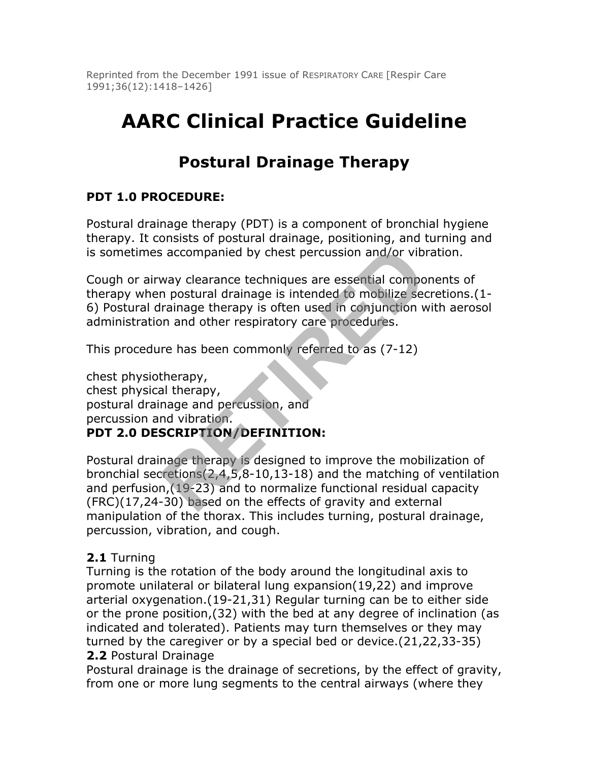Reprinted from the December 1991 issue of RESPIRATORY CARE [Respir Care 1991;36(12):1418–1426]

# AARC Clinical Practice Guideline

## Postural Drainage Therapy

**PDT 1.0 PROCEDURE:**

Postural drainage therapy (PDT) is a component of bronchial hygiene therapy. It consists of postural drainage, positioning, and turning and is sometimes accompanied by chest percussion and/or vibration.

Cough or airway clearance techniques are essential components of therapy when postural drainage is intended to mobilize secretions.(1-6) Postural drainage therapy is often used in conjunction with aerosol administration and other respiratory care procedures.

This procedure has been commonly referred to as (7-12)

chest physiotherapy,
chest physical therapy,
postural drainage and percussion, and
percussion and vibration.

**PDT 2.0 DESCRIPTION/DEFINITION:**

Postural drainage therapy is designed to improve the mobilization of bronchial secretions(2,4,5,8-10,13-18) and the matching of ventilation and perfusion,(19-23) and to normalize functional residual capacity (FRC)(17,24-30) based on the effects of gravity and external manipulation of the thorax. This includes turning, postural drainage, percussion, vibration, and cough.

**2.1** Turning
Turning is the rotation of the body around the longitudinal axis to promote unilateral or bilateral lung expansion(19,22) and improve arterial oxygenation.(19-21,31) Regular turning can be to either side or the prone position,(32) with the bed at any degree of inclination (as indicated and tolerated). Patients may turn themselves or they may turned by the caregiver or by a special bed or device.(21,22,33-35)

**2.2** Postural Drainage
Postural drainage is the drainage of secretions, by the effect of gravity, from one or more lung segments to the central airways (where they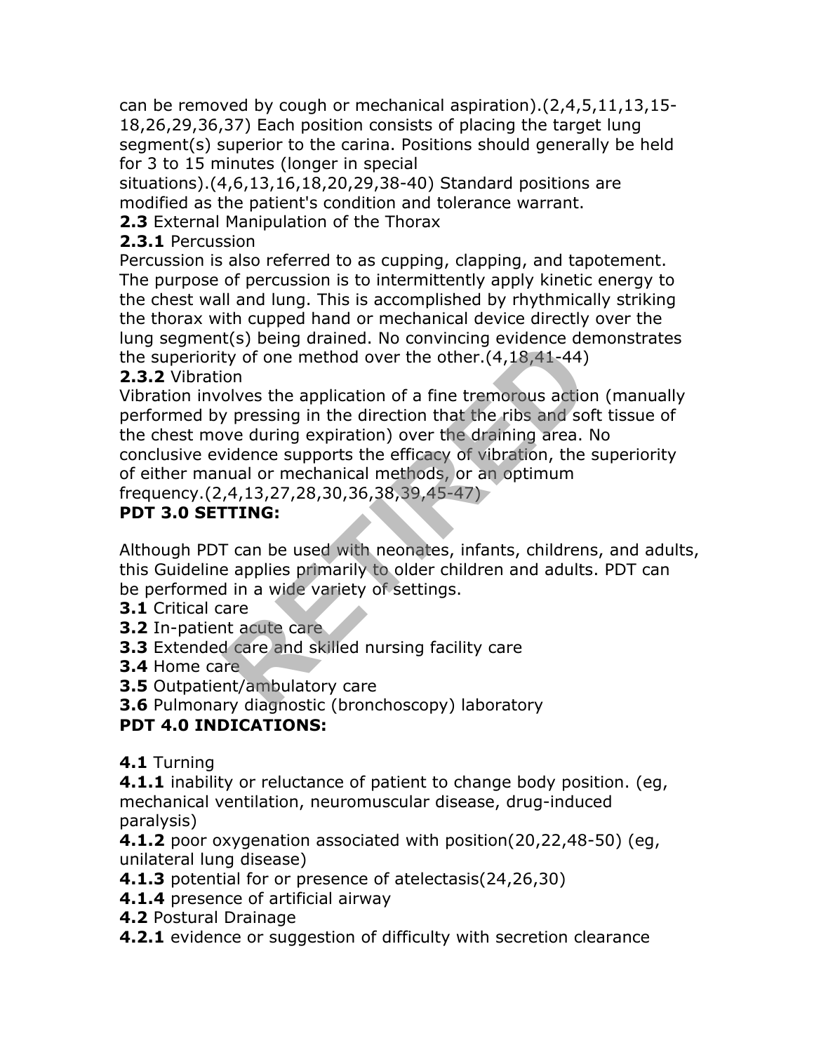can be removed by cough or mechanical aspiration).(2,4,5,11,13,15-18,26,29,36,37) Each position consists of placing the target lung segment(s) superior to the carina. Positions should generally be held for 3 to 15 minutes (longer in special situations).(4,6,13,16,18,20,29,38-40) Standard positions are modified as the patient's condition and tolerance warrant.

**2.3** External Manipulation of the Thorax

**2.3.1** Percussion

Percussion is also referred to as cupping, clapping, and tapotement. The purpose of percussion is to intermittently apply kinetic energy to the chest wall and lung. This is accomplished by rhythmically striking the thorax with cupped hand or mechanical device directly over the lung segment(s) being drained. No convincing evidence demonstrates the superiority of one method over the other.(4,18,41-44)

**2.3.2** Vibration

Vibration involves the application of a fine tremorous action (manually performed by pressing in the direction that the ribs and soft tissue of the chest move during expiration) over the draining area. No conclusive evidence supports the efficacy of vibration, the superiority of either manual or mechanical methods, or an optimum frequency.(2,4,13,27,28,30,36,38,39,45-47)

**PDT 3.0 SETTING:**

Although PDT can be used with neonates, infants, childrens, and adults, this Guideline applies primarily to older children and adults. PDT can be performed in a wide variety of settings.

**3.1** Critical care

**3.2** In-patient acute care

**3.3** Extended care and skilled nursing facility care

**3.4** Home care

**3.5** Outpatient/ambulatory care

**3.6** Pulmonary diagnostic (bronchoscopy) laboratory

**PDT 4.0 INDICATIONS:**

**4.1** Turning

**4.1.1** inability or reluctance of patient to change body position. (eg, mechanical ventilation, neuromuscular disease, drug-induced paralysis)

**4.1.2** poor oxygenation associated with position(20,22,48-50) (eg, unilateral lung disease)

**4.1.3** potential for or presence of atelectasis(24,26,30)

**4.1.4** presence of artificial airway

**4.2** Postural Drainage

**4.2.1** evidence or suggestion of difficulty with secretion clearance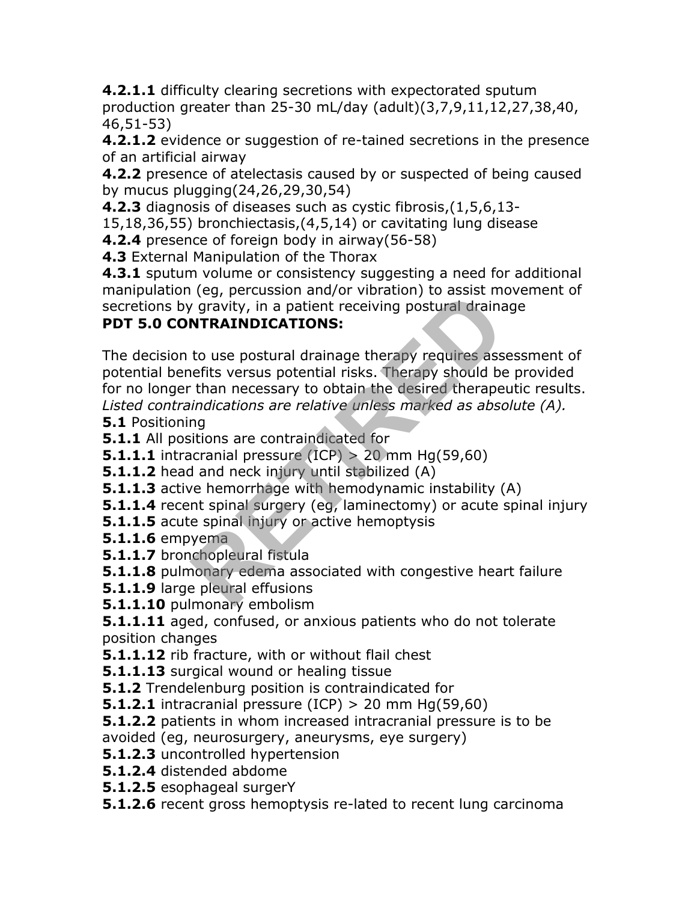**4.2.1.1** difficulty clearing secretions with expectorated sputum production greater than 25-30 mL/day (adult)(3,7,9,11,12,27,38,40, 46,51-53)

**4.2.1.2** evidence or suggestion of re-tained secretions in the presence of an artificial airway

**4.2.2** presence of atelectasis caused by or suspected of being caused by mucus plugging(24,26,29,30,54)

**4.2.3** diagnosis of diseases such as cystic fibrosis,(1,5,6,13-15,18,36,55) bronchiectasis,(4,5,14) or cavitating lung disease

**4.2.4** presence of foreign body in airway(56-58)

**4.3** External Manipulation of the Thorax

**4.3.1** sputum volume or consistency suggesting a need for additional manipulation (eg, percussion and/or vibration) to assist movement of secretions by gravity, in a patient receiving postural drainage

**PDT 5.0 CONTRAINDICATIONS:**

The decision to use postural drainage therapy requires assessment of potential benefits versus potential risks. Therapy should be provided for no longer than necessary to obtain the desired therapeutic results. *Listed contraindications are relative unless marked as absolute (A).*

**5.1** Positioning

**5.1.1** All positions are contraindicated for

**5.1.1.1** intracranial pressure (ICP) > 20 mm Hg(59,60)

**5.1.1.2** head and neck injury until stabilized (A)

**5.1.1.3** active hemorrhage with hemodynamic instability (A)

**5.1.1.4** recent spinal surgery (eg, laminectomy) or acute spinal injury

**5.1.1.5** acute spinal injury or active hemoptysis

**5.1.1.6** empyema

**5.1.1.7** bronchopleural fistula

**5.1.1.8** pulmonary edema associated with congestive heart failure

**5.1.1.9** large pleural effusions

**5.1.1.10** pulmonary embolism

**5.1.1.11** aged, confused, or anxious patients who do not tolerate position changes

**5.1.1.12** rib fracture, with or without flail chest

**5.1.1.13** surgical wound or healing tissue

**5.1.2** Trendelenburg position is contraindicated for

**5.1.2.1** intracranial pressure (ICP) > 20 mm Hg(59,60)

**5.1.2.2** patients in whom increased intracranial pressure is to be avoided (eg, neurosurgery, aneurysms, eye surgery)

**5.1.2.3** uncontrolled hypertension

**5.1.2.4** distended abdome

**5.1.2.5** esophageal surgerY

**5.1.2.6** recent gross hemoptysis re-lated to recent lung carcinoma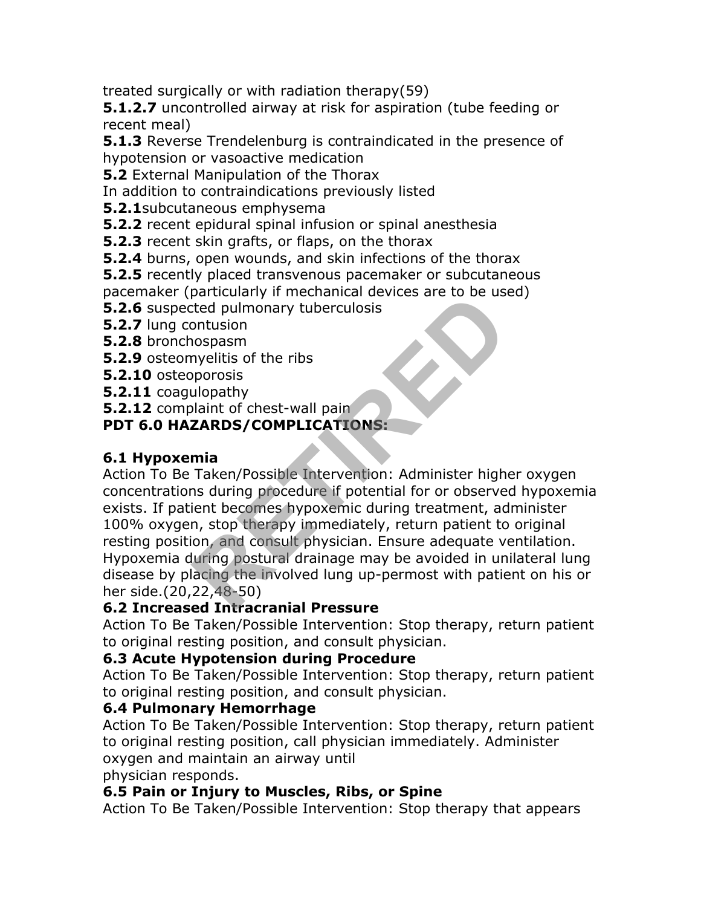treated surgically or with radiation therapy(59)

**5.1.2.7** uncontrolled airway at risk for aspiration (tube feeding or recent meal)

**5.1.3** Reverse Trendelenburg is contraindicated in the presence of hypotension or vasoactive medication

**5.2** External Manipulation of the Thorax

In addition to contraindications previously listed

**5.2.1**subcutaneous emphysema

**5.2.2** recent epidural spinal infusion or spinal anesthesia

**5.2.3** recent skin grafts, or flaps, on the thorax

**5.2.4** burns, open wounds, and skin infections of the thorax

**5.2.5** recently placed transvenous pacemaker or subcutaneous pacemaker (particularly if mechanical devices are to be used)

**5.2.6** suspected pulmonary tuberculosis

**5.2.7** lung contusion

**5.2.8** bronchospasm

**5.2.9** osteomyelitis of the ribs

**5.2.10** osteoporosis

**5.2.11** coagulopathy

**5.2.12** complaint of chest-wall pain

**PDT 6.0 HAZARDS/COMPLICATIONS:**

**6.1 Hypoxemia**

Action To Be Taken/Possible Intervention: Administer higher oxygen concentrations during procedure if potential for or observed hypoxemia exists. If patient becomes hypoxemic during treatment, administer 100% oxygen, stop therapy immediately, return patient to original resting position, and consult physician. Ensure adequate ventilation. Hypoxemia during postural drainage may be avoided in unilateral lung disease by placing the involved lung up-permost with patient on his or her side.(20,22,48-50)

**6.2 Increased Intracranial Pressure**

Action To Be Taken/Possible Intervention: Stop therapy, return patient to original resting position, and consult physician.

**6.3 Acute Hypotension during Procedure**

Action To Be Taken/Possible Intervention: Stop therapy, return patient to original resting position, and consult physician.

**6.4 Pulmonary Hemorrhage**

Action To Be Taken/Possible Intervention: Stop therapy, return patient to original resting position, call physician immediately. Administer oxygen and maintain an airway until physician responds.

**6.5 Pain or Injury to Muscles, Ribs, or Spine**

Action To Be Taken/Possible Intervention: Stop therapy that appears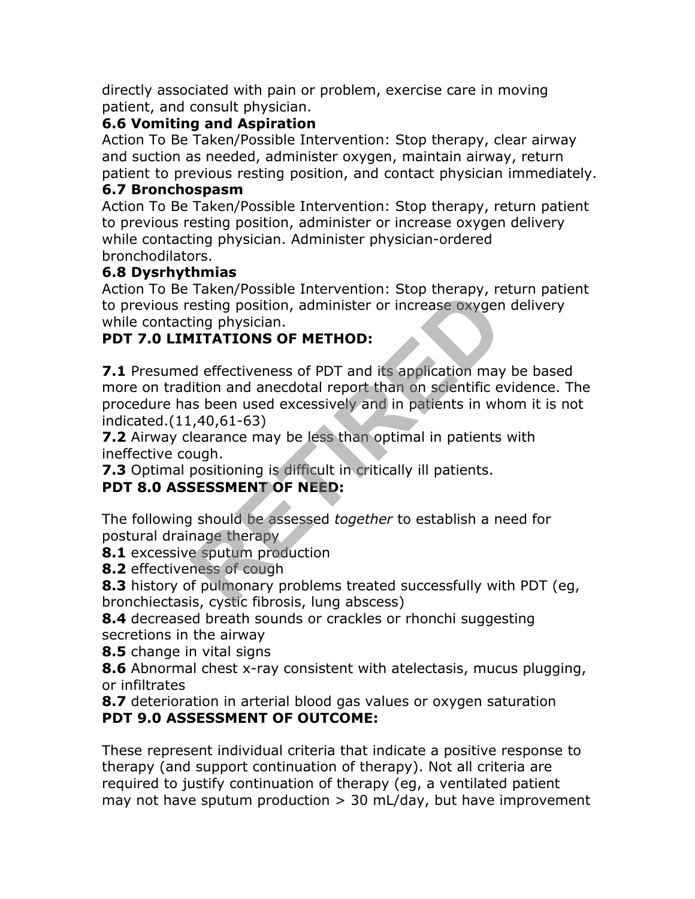directly associated with pain or problem, exercise care in moving patient, and consult physician.

**6.6 Vomiting and Aspiration**

Action To Be Taken/Possible Intervention: Stop therapy, clear airway and suction as needed, administer oxygen, maintain airway, return patient to previous resting position, and contact physician immediately.

**6.7 Bronchospasm**

Action To Be Taken/Possible Intervention: Stop therapy, return patient to previous resting position, administer or increase oxygen delivery while contacting physician. Administer physician-ordered bronchodilators.

**6.8 Dysrhythmias**

Action To Be Taken/Possible Intervention: Stop therapy, return patient to previous resting position, administer or increase oxygen delivery while contacting physician.

**PDT 7.0 LIMITATIONS OF METHOD:**

**7.1** Presumed effectiveness of PDT and its application may be based more on tradition and anecdotal report than on scientific evidence. The procedure has been used excessively and in patients in whom it is not indicated.(11,40,61-63)

**7.2** Airway clearance may be less than optimal in patients with ineffective cough.

**7.3** Optimal positioning is difficult in critically ill patients.

**PDT 8.0 ASSESSMENT OF NEED:**

The following should be assessed *together* to establish a need for postural drainage therapy

**8.1** excessive sputum production

**8.2** effectiveness of cough

**8.3** history of pulmonary problems treated successfully with PDT (eg, bronchiectasis, cystic fibrosis, lung abscess)

**8.4** decreased breath sounds or crackles or rhonchi suggesting secretions in the airway

**8.5** change in vital signs

**8.6** Abnormal chest x-ray consistent with atelectasis, mucus plugging, or infiltrates

**8.7** deterioration in arterial blood gas values or oxygen saturation

**PDT 9.0 ASSESSMENT OF OUTCOME:**

These represent individual criteria that indicate a positive response to therapy (and support continuation of therapy). Not all criteria are required to justify continuation of therapy (eg, a ventilated patient may not have sputum production > 30 mL/day, but have improvement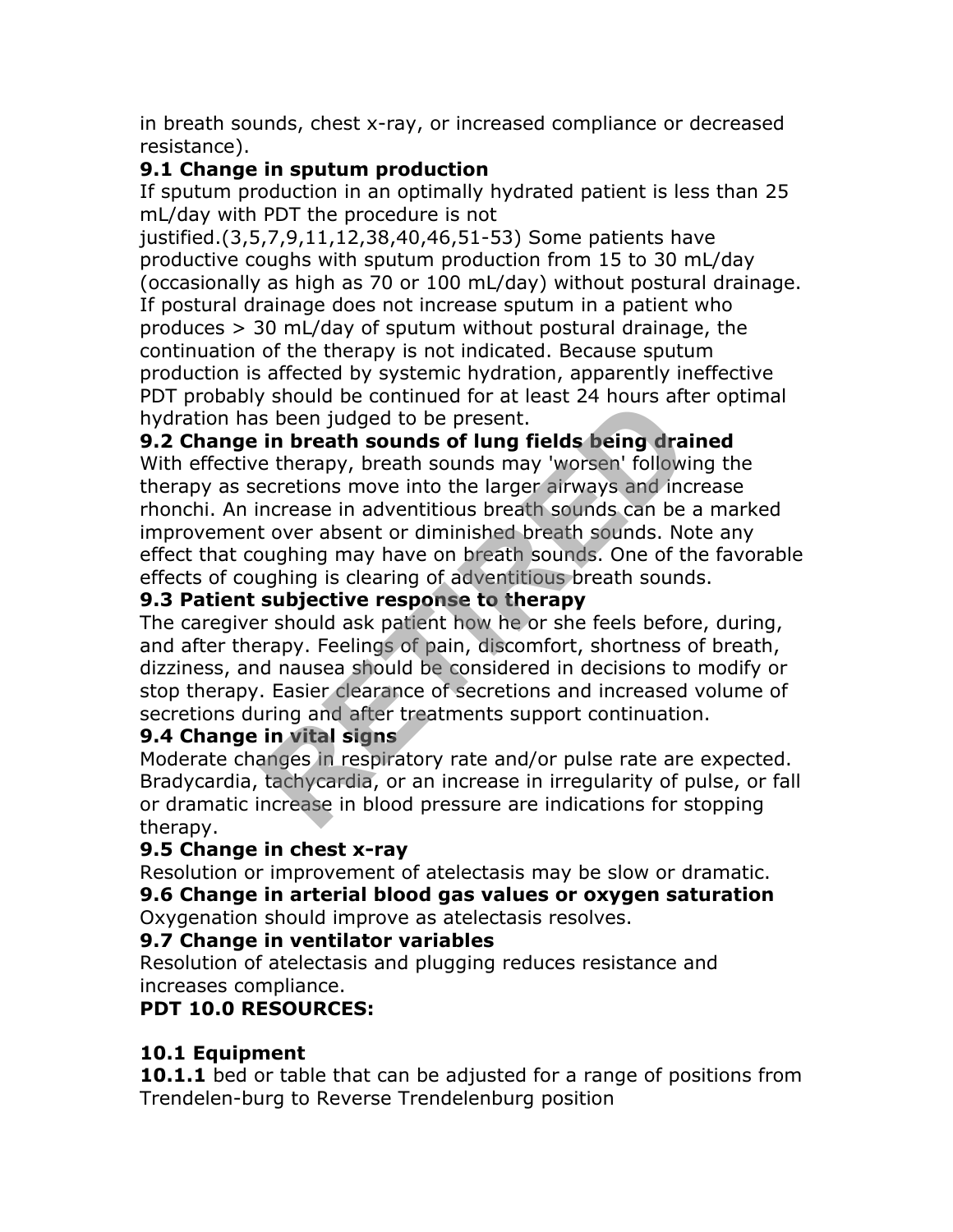in breath sounds, chest x-ray, or increased compliance or decreased resistance).

**9.1 Change in sputum production**

If sputum production in an optimally hydrated patient is less than 25 mL/day with PDT the procedure is not justified.(3,5,7,9,11,12,38,40,46,51-53) Some patients have productive coughs with sputum production from 15 to 30 mL/day (occasionally as high as 70 or 100 mL/day) without postural drainage. If postural drainage does not increase sputum in a patient who produces > 30 mL/day of sputum without postural drainage, the continuation of the therapy is not indicated. Because sputum production is affected by systemic hydration, apparently ineffective PDT probably should be continued for at least 24 hours after optimal hydration has been judged to be present.

**9.2 Change in breath sounds of lung fields being drained**

With effective therapy, breath sounds may 'worsen' following the therapy as secretions move into the larger airways and increase rhonchi. An increase in adventitious breath sounds can be a marked improvement over absent or diminished breath sounds. Note any effect that coughing may have on breath sounds. One of the favorable effects of coughing is clearing of adventitious breath sounds.

**9.3 Patient subjective response to therapy**

The caregiver should ask patient how he or she feels before, during, and after therapy. Feelings of pain, discomfort, shortness of breath, dizziness, and nausea should be considered in decisions to modify or stop therapy. Easier clearance of secretions and increased volume of secretions during and after treatments support continuation.

**9.4 Change in vital signs**

Moderate changes in respiratory rate and/or pulse rate are expected. Bradycardia, tachycardia, or an increase in irregularity of pulse, or fall or dramatic increase in blood pressure are indications for stopping therapy.

**9.5 Change in chest x-ray**

Resolution or improvement of atelectasis may be slow or dramatic.

**9.6 Change in arterial blood gas values or oxygen saturation**

Oxygenation should improve as atelectasis resolves.

**9.7 Change in ventilator variables**

Resolution of atelectasis and plugging reduces resistance and increases compliance.

**PDT 10.0 RESOURCES:**

**10.1 Equipment**

**10.1.1** bed or table that can be adjusted for a range of positions from Trendelen-burg to Reverse Trendelenburg position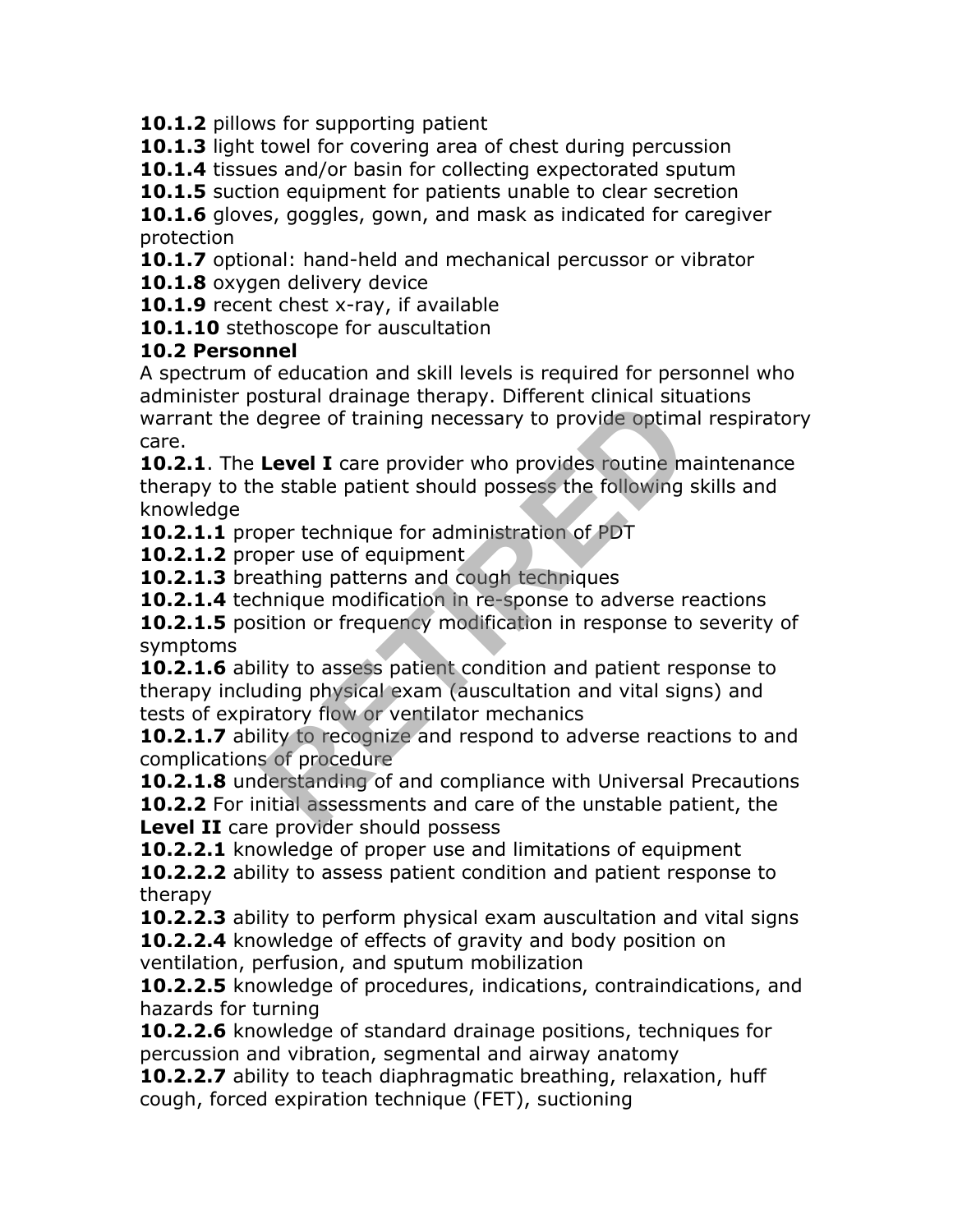**10.1.2** pillows for supporting patient
**10.1.3** light towel for covering area of chest during percussion
**10.1.4** tissues and/or basin for collecting expectorated sputum
**10.1.5** suction equipment for patients unable to clear secretion
**10.1.6** gloves, goggles, gown, and mask as indicated for caregiver protection
**10.1.7** optional: hand-held and mechanical percussor or vibrator
**10.1.8** oxygen delivery device
**10.1.9** recent chest x-ray, if available
**10.1.10** stethoscope for auscultation

**10.2 Personnel**

A spectrum of education and skill levels is required for personnel who administer postural drainage therapy. Different clinical situations warrant the degree of training necessary to provide optimal respiratory care.

**10.2.1**. The **Level I** care provider who provides routine maintenance therapy to the stable patient should possess the following skills and knowledge

**10.2.1.1** proper technique for administration of PDT
**10.2.1.2** proper use of equipment
**10.2.1.3** breathing patterns and cough techniques
**10.2.1.4** technique modification in re-sponse to adverse reactions
**10.2.1.5** position or frequency modification in response to severity of symptoms
**10.2.1.6** ability to assess patient condition and patient response to therapy including physical exam (auscultation and vital signs) and tests of expiratory flow or ventilator mechanics
**10.2.1.7** ability to recognize and respond to adverse reactions to and complications of procedure
**10.2.1.8** understanding of and compliance with Universal Precautions

**10.2.2** For initial assessments and care of the unstable patient, the **Level II** care provider should possess

**10.2.2.1** knowledge of proper use and limitations of equipment
**10.2.2.2** ability to assess patient condition and patient response to therapy
**10.2.2.3** ability to perform physical exam auscultation and vital signs
**10.2.2.4** knowledge of effects of gravity and body position on ventilation, perfusion, and sputum mobilization
**10.2.2.5** knowledge of procedures, indications, contraindications, and hazards for turning
**10.2.2.6** knowledge of standard drainage positions, techniques for percussion and vibration, segmental and airway anatomy
**10.2.2.7** ability to teach diaphragmatic breathing, relaxation, huff cough, forced expiration technique (FET), suctioning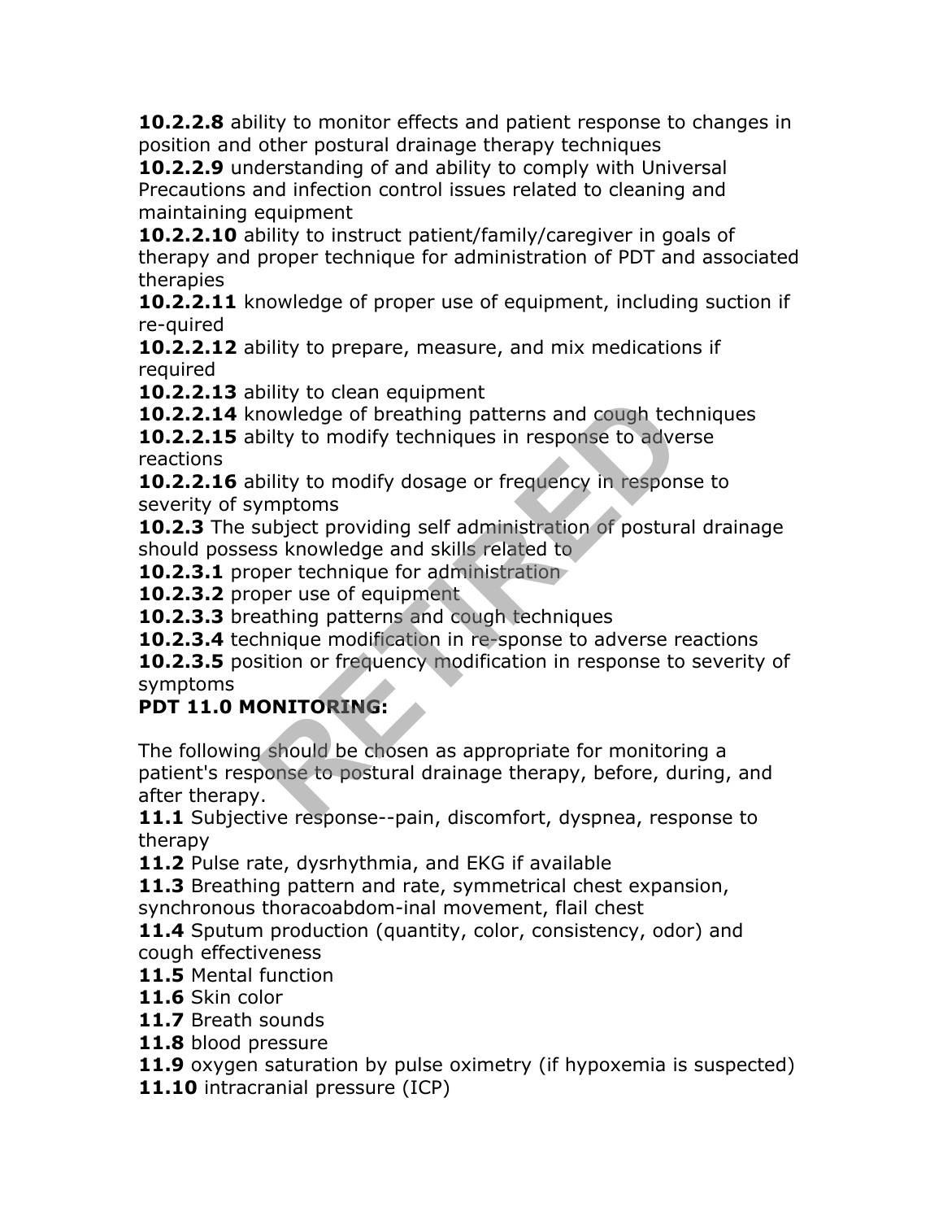**10.2.2.8** ability to monitor effects and patient response to changes in position and other postural drainage therapy techniques

**10.2.2.9** understanding of and ability to comply with Universal Precautions and infection control issues related to cleaning and maintaining equipment

**10.2.2.10** ability to instruct patient/family/caregiver in goals of therapy and proper technique for administration of PDT and associated therapies

**10.2.2.11** knowledge of proper use of equipment, including suction if re-quired

**10.2.2.12** ability to prepare, measure, and mix medications if required

**10.2.2.13** ability to clean equipment

**10.2.2.14** knowledge of breathing patterns and cough techniques

**10.2.2.15** abilty to modify techniques in response to adverse reactions

**10.2.2.16** ability to modify dosage or frequency in response to severity of symptoms

**10.2.3** The subject providing self administration of postural drainage should possess knowledge and skills related to

**10.2.3.1** proper technique for administration

**10.2.3.2** proper use of equipment

**10.2.3.3** breathing patterns and cough techniques

**10.2.3.4** technique modification in re-sponse to adverse reactions

**10.2.3.5** position or frequency modification in response to severity of symptoms

## PDT 11.0 MONITORING:

The following should be chosen as appropriate for monitoring a patient's response to postural drainage therapy, before, during, and after therapy.

**11.1** Subjective response--pain, discomfort, dyspnea, response to therapy

**11.2** Pulse rate, dysrhythmia, and EKG if available

**11.3** Breathing pattern and rate, symmetrical chest expansion, synchronous thoracoabdom-inal movement, flail chest

**11.4** Sputum production (quantity, color, consistency, odor) and cough effectiveness

**11.5** Mental function

**11.6** Skin color

**11.7** Breath sounds

**11.8** blood pressure

**11.9** oxygen saturation by pulse oximetry (if hypoxemia is suspected)

**11.10** intracranial pressure (ICP)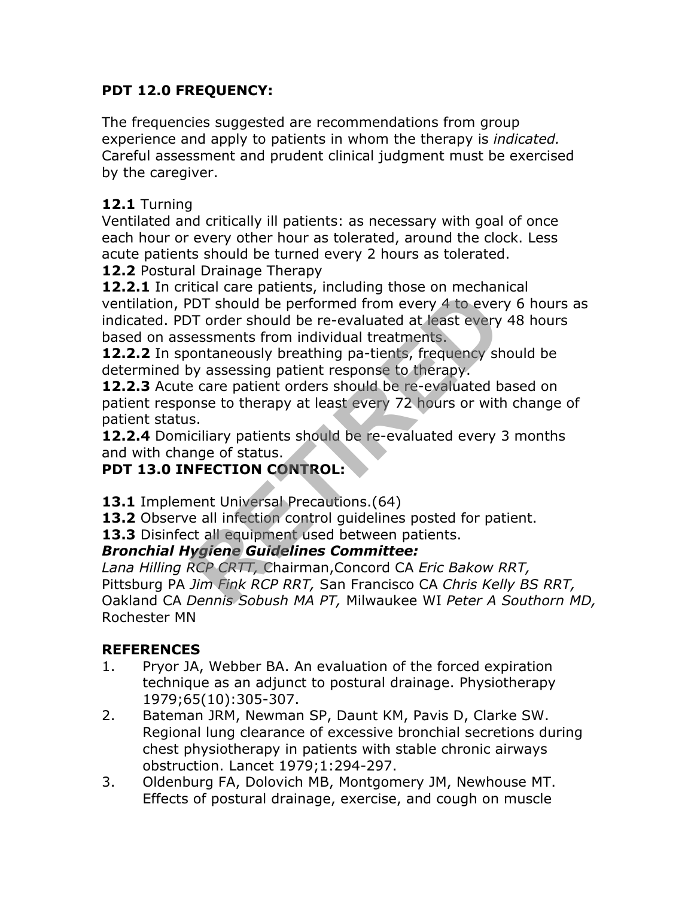**PDT 12.0 FREQUENCY:**

The frequencies suggested are recommendations from group experience and apply to patients in whom the therapy is *indicated.* Careful assessment and prudent clinical judgment must be exercised by the caregiver.

**12.1** Turning
Ventilated and critically ill patients: as necessary with goal of once each hour or every other hour as tolerated, around the clock. Less acute patients should be turned every 2 hours as tolerated.
**12.2** Postural Drainage Therapy
**12.2.1** In critical care patients, including those on mechanical ventilation, PDT should be performed from every 4 to every 6 hours as indicated. PDT order should be re-evaluated at least every 48 hours based on assessments from individual treatments.
**12.2.2** In spontaneously breathing pa-tients, frequency should be determined by assessing patient response to therapy.
**12.2.3** Acute care patient orders should be re-evaluated based on patient response to therapy at least every 72 hours or with change of patient status.
**12.2.4** Domiciliary patients should be re-evaluated every 3 months and with change of status.

**PDT 13.0 INFECTION CONTROL:**

**13.1** Implement Universal Precautions.(64)
**13.2** Observe all infection control guidelines posted for patient.
**13.3** Disinfect all equipment used between patients.

***Bronchial Hygiene Guidelines Committee:***
*Lana Hilling RCP CRTT,* Chairman,Concord CA *Eric Bakow RRT,* Pittsburg PA *Jim Fink RCP RRT,* San Francisco CA *Chris Kelly BS RRT,* Oakland CA *Dennis Sobush MA PT,* Milwaukee WI *Peter A Southorn MD,* Rochester MN

**REFERENCES**

1. Pryor JA, Webber BA. An evaluation of the forced expiration technique as an adjunct to postural drainage. Physiotherapy 1979;65(10):305-307.
2. Bateman JRM, Newman SP, Daunt KM, Pavis D, Clarke SW. Regional lung clearance of excessive bronchial secretions during chest physiotherapy in patients with stable chronic airways obstruction. Lancet 1979;1:294-297.
3. Oldenburg FA, Dolovich MB, Montgomery JM, Newhouse MT. Effects of postural drainage, exercise, and cough on muscle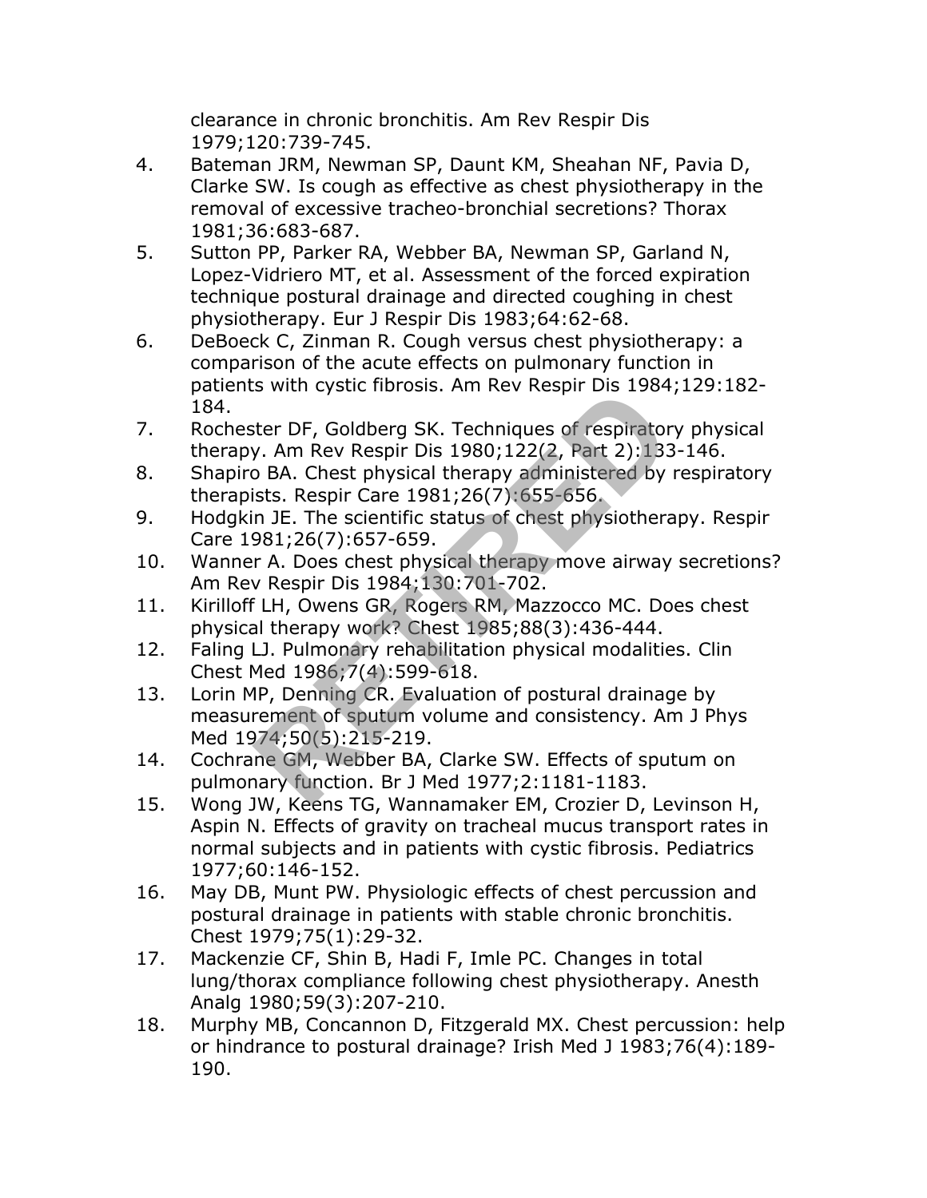clearance in chronic bronchitis. Am Rev Respir Dis 1979;120:739-745.

4. Bateman JRM, Newman SP, Daunt KM, Sheahan NF, Pavia D, Clarke SW. Is cough as effective as chest physiotherapy in the removal of excessive tracheo-bronchial secretions? Thorax 1981;36:683-687.
5. Sutton PP, Parker RA, Webber BA, Newman SP, Garland N, Lopez-Vidriero MT, et al. Assessment of the forced expiration technique postural drainage and directed coughing in chest physiotherapy. Eur J Respir Dis 1983;64:62-68.
6. DeBoeck C, Zinman R. Cough versus chest physiotherapy: a comparison of the acute effects on pulmonary function in patients with cystic fibrosis. Am Rev Respir Dis 1984;129:182-184.
7. Rochester DF, Goldberg SK. Techniques of respiratory physical therapy. Am Rev Respir Dis 1980;122(2, Part 2):133-146.
8. Shapiro BA. Chest physical therapy administered by respiratory therapists. Respir Care 1981;26(7):655-656.
9. Hodgkin JE. The scientific status of chest physiotherapy. Respir Care 1981;26(7):657-659.
10. Wanner A. Does chest physical therapy move airway secretions? Am Rev Respir Dis 1984;130:701-702.
11. Kirilloff LH, Owens GR, Rogers RM, Mazzocco MC. Does chest physical therapy work? Chest 1985;88(3):436-444.
12. Faling LJ. Pulmonary rehabilitation physical modalities. Clin Chest Med 1986;7(4):599-618.
13. Lorin MP, Denning CR. Evaluation of postural drainage by measurement of sputum volume and consistency. Am J Phys Med 1974;50(5):215-219.
14. Cochrane GM, Webber BA, Clarke SW. Effects of sputum on pulmonary function. Br J Med 1977;2:1181-1183.
15. Wong JW, Keens TG, Wannamaker EM, Crozier D, Levinson H, Aspin N. Effects of gravity on tracheal mucus transport rates in normal subjects and in patients with cystic fibrosis. Pediatrics 1977;60:146-152.
16. May DB, Munt PW. Physiologic effects of chest percussion and postural drainage in patients with stable chronic bronchitis. Chest 1979;75(1):29-32.
17. Mackenzie CF, Shin B, Hadi F, Imle PC. Changes in total lung/thorax compliance following chest physiotherapy. Anesth Analg 1980;59(3):207-210.
18. Murphy MB, Concannon D, Fitzgerald MX. Chest percussion: help or hindrance to postural drainage? Irish Med J 1983;76(4):189-190.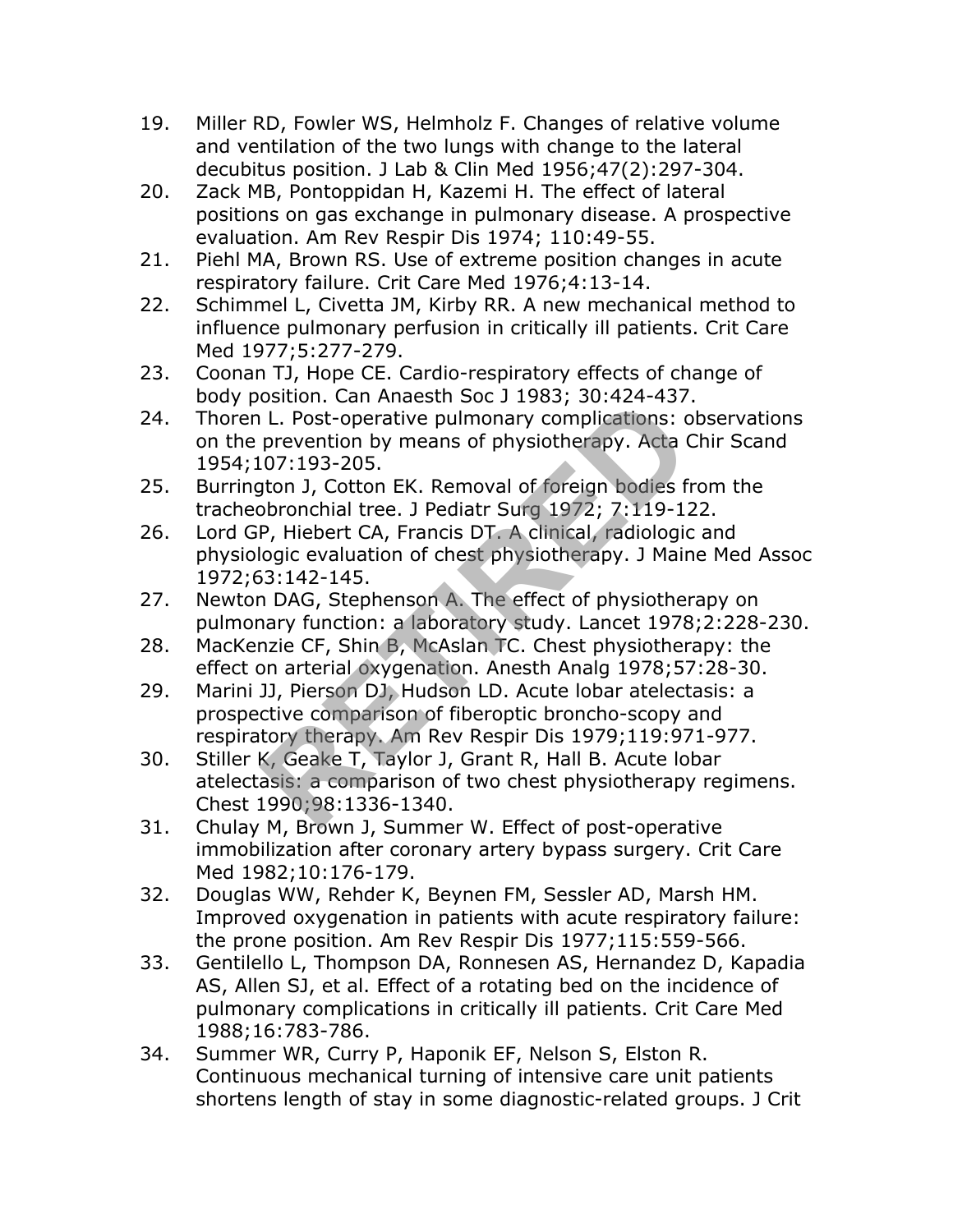19. Miller RD, Fowler WS, Helmholz F. Changes of relative volume and ventilation of the two lungs with change to the lateral decubitus position. J Lab & Clin Med 1956;47(2):297-304.
20. Zack MB, Pontoppidan H, Kazemi H. The effect of lateral positions on gas exchange in pulmonary disease. A prospective evaluation. Am Rev Respir Dis 1974; 110:49-55.
21. Piehl MA, Brown RS. Use of extreme position changes in acute respiratory failure. Crit Care Med 1976;4:13-14.
22. Schimmel L, Civetta JM, Kirby RR. A new mechanical method to influence pulmonary perfusion in critically ill patients. Crit Care Med 1977;5:277-279.
23. Coonan TJ, Hope CE. Cardio-respiratory effects of change of body position. Can Anaesth Soc J 1983; 30:424-437.
24. Thoren L. Post-operative pulmonary complications: observations on the prevention by means of physiotherapy. Acta Chir Scand 1954;107:193-205.
25. Burrington J, Cotton EK. Removal of foreign bodies from the tracheobronchial tree. J Pediatr Surg 1972; 7:119-122.
26. Lord GP, Hiebert CA, Francis DT. A clinical, radiologic and physiologic evaluation of chest physiotherapy. J Maine Med Assoc 1972;63:142-145.
27. Newton DAG, Stephenson A. The effect of physiotherapy on pulmonary function: a laboratory study. Lancet 1978;2:228-230.
28. MacKenzie CF, Shin B, McAslan TC. Chest physiotherapy: the effect on arterial oxygenation. Anesth Analg 1978;57:28-30.
29. Marini JJ, Pierson DJ, Hudson LD. Acute lobar atelectasis: a prospective comparison of fiberoptic broncho-scopy and respiratory therapy. Am Rev Respir Dis 1979;119:971-977.
30. Stiller K, Geake T, Taylor J, Grant R, Hall B. Acute lobar atelectasis: a comparison of two chest physiotherapy regimens. Chest 1990;98:1336-1340.
31. Chulay M, Brown J, Summer W. Effect of post-operative immobilization after coronary artery bypass surgery. Crit Care Med 1982;10:176-179.
32. Douglas WW, Rehder K, Beynen FM, Sessler AD, Marsh HM. Improved oxygenation in patients with acute respiratory failure: the prone position. Am Rev Respir Dis 1977;115:559-566.
33. Gentilello L, Thompson DA, Ronnesen AS, Hernandez D, Kapadia AS, Allen SJ, et al. Effect of a rotating bed on the incidence of pulmonary complications in critically ill patients. Crit Care Med 1988;16:783-786.
34. Summer WR, Curry P, Haponik EF, Nelson S, Elston R. Continuous mechanical turning of intensive care unit patients shortens length of stay in some diagnostic-related groups. J Crit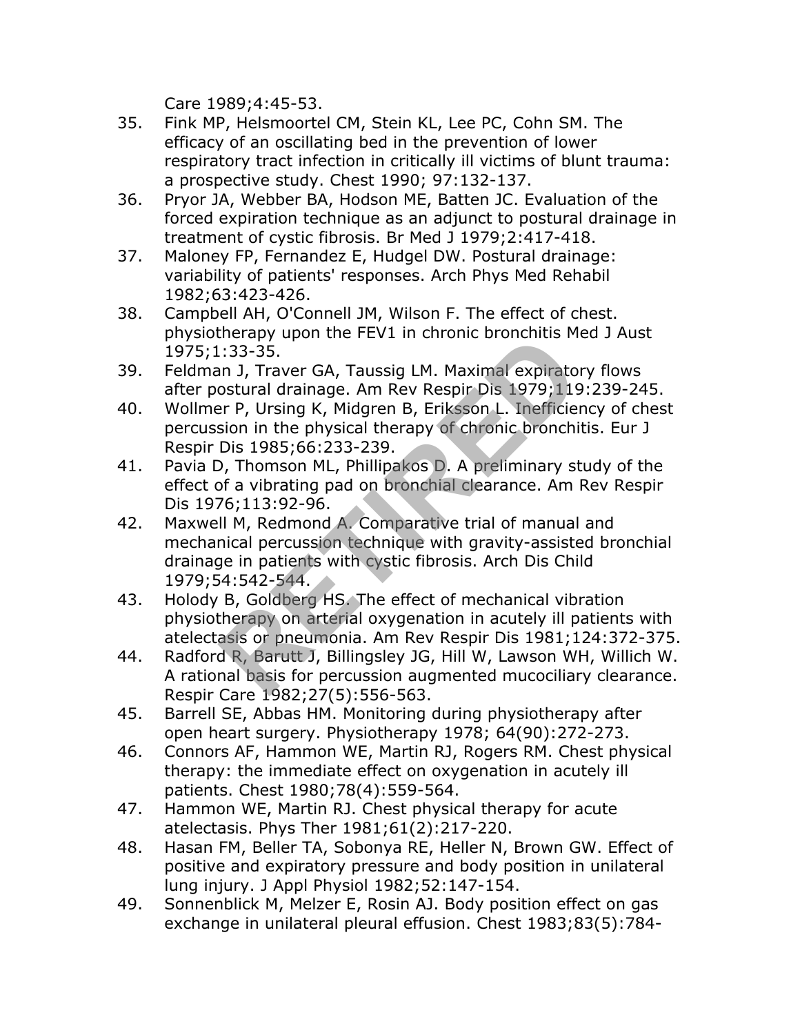Care 1989;4:45-53.

35. Fink MP, Helsmoortel CM, Stein KL, Lee PC, Cohn SM. The efficacy of an oscillating bed in the prevention of lower respiratory tract infection in critically ill victims of blunt trauma: a prospective study. Chest 1990; 97:132-137.
36. Pryor JA, Webber BA, Hodson ME, Batten JC. Evaluation of the forced expiration technique as an adjunct to postural drainage in treatment of cystic fibrosis. Br Med J 1979;2:417-418.
37. Maloney FP, Fernandez E, Hudgel DW. Postural drainage: variability of patients' responses. Arch Phys Med Rehabil 1982;63:423-426.
38. Campbell AH, O'Connell JM, Wilson F. The effect of chest. physiotherapy upon the FEV1 in chronic bronchitis Med J Aust 1975;1:33-35.
39. Feldman J, Traver GA, Taussig LM. Maximal expiratory flows after postural drainage. Am Rev Respir Dis 1979;119:239-245.
40. Wollmer P, Ursing K, Midgren B, Eriksson L. Inefficiency of chest percussion in the physical therapy of chronic bronchitis. Eur J Respir Dis 1985;66:233-239.
41. Pavia D, Thomson ML, Phillipakos D. A preliminary study of the effect of a vibrating pad on bronchial clearance. Am Rev Respir Dis 1976;113:92-96.
42. Maxwell M, Redmond A. Comparative trial of manual and mechanical percussion technique with gravity-assisted bronchial drainage in patients with cystic fibrosis. Arch Dis Child 1979;54:542-544.
43. Holody B, Goldberg HS. The effect of mechanical vibration physiotherapy on arterial oxygenation in acutely ill patients with atelectasis or pneumonia. Am Rev Respir Dis 1981;124:372-375.
44. Radford R, Barutt J, Billingsley JG, Hill W, Lawson WH, Willich W. A rational basis for percussion augmented mucociliary clearance. Respir Care 1982;27(5):556-563.
45. Barrell SE, Abbas HM. Monitoring during physiotherapy after open heart surgery. Physiotherapy 1978; 64(90):272-273.
46. Connors AF, Hammon WE, Martin RJ, Rogers RM. Chest physical therapy: the immediate effect on oxygenation in acutely ill patients. Chest 1980;78(4):559-564.
47. Hammon WE, Martin RJ. Chest physical therapy for acute atelectasis. Phys Ther 1981;61(2):217-220.
48. Hasan FM, Beller TA, Sobonya RE, Heller N, Brown GW. Effect of positive and expiratory pressure and body position in unilateral lung injury. J Appl Physiol 1982;52:147-154.
49. Sonnenblick M, Melzer E, Rosin AJ. Body position effect on gas exchange in unilateral pleural effusion. Chest 1983;83(5):784-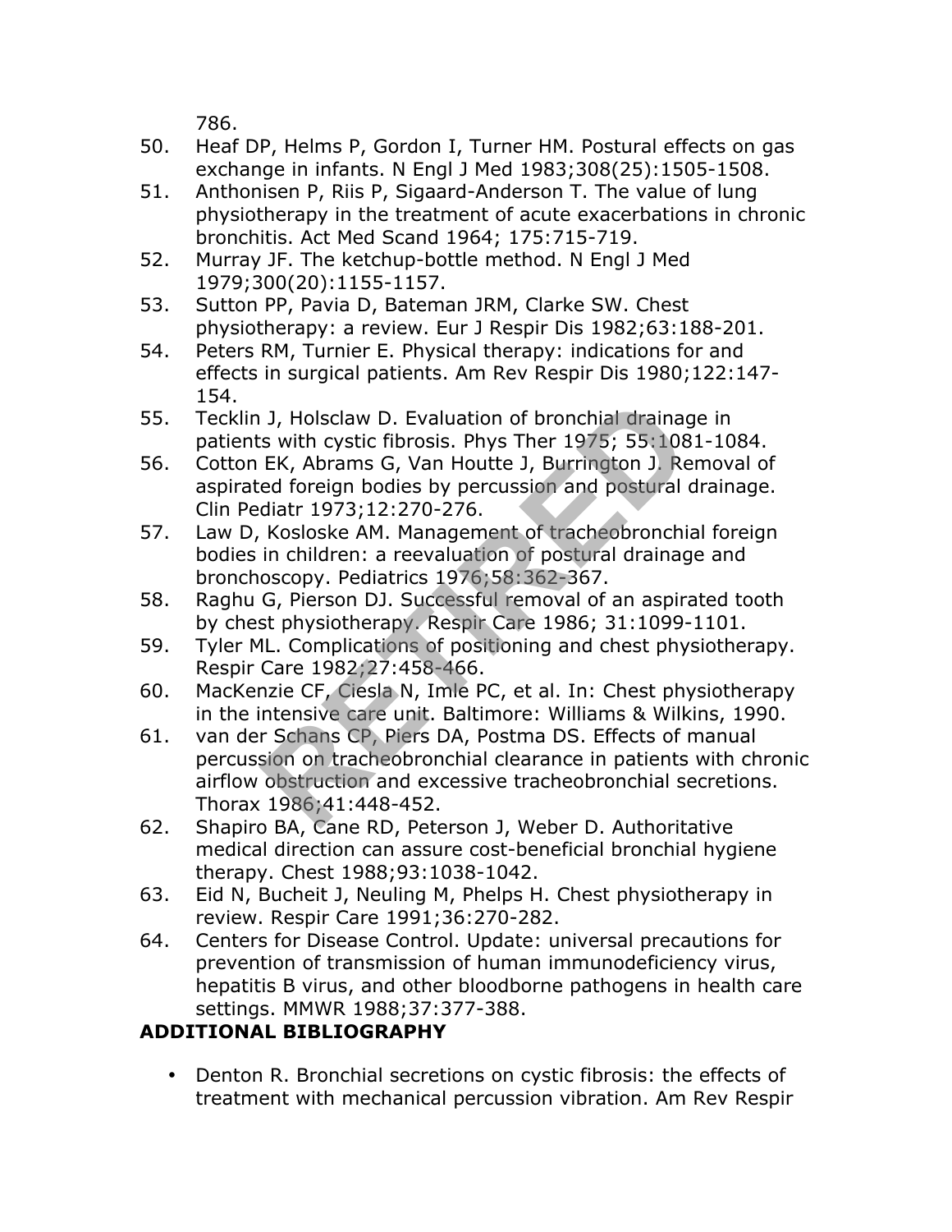786.

50. Heaf DP, Helms P, Gordon I, Turner HM. Postural effects on gas exchange in infants. N Engl J Med 1983;308(25):1505-1508.
51. Anthonisen P, Riis P, Sigaard-Anderson T. The value of lung physiotherapy in the treatment of acute exacerbations in chronic bronchitis. Act Med Scand 1964; 175:715-719.
52. Murray JF. The ketchup-bottle method. N Engl J Med 1979;300(20):1155-1157.
53. Sutton PP, Pavia D, Bateman JRM, Clarke SW. Chest physiotherapy: a review. Eur J Respir Dis 1982;63:188-201.
54. Peters RM, Turnier E. Physical therapy: indications for and effects in surgical patients. Am Rev Respir Dis 1980;122:147-154.
55. Tecklin J, Holsclaw D. Evaluation of bronchial drainage in patients with cystic fibrosis. Phys Ther 1975; 55:1081-1084.
56. Cotton EK, Abrams G, Van Houtte J, Burrington J. Removal of aspirated foreign bodies by percussion and postural drainage. Clin Pediatr 1973;12:270-276.
57. Law D, Kosloske AM. Management of tracheobronchial foreign bodies in children: a reevaluation of postural drainage and bronchoscopy. Pediatrics 1976;58:362-367.
58. Raghu G, Pierson DJ. Successful removal of an aspirated tooth by chest physiotherapy. Respir Care 1986; 31:1099-1101.
59. Tyler ML. Complications of positioning and chest physiotherapy. Respir Care 1982;27:458-466.
60. MacKenzie CF, Ciesla N, Imle PC, et al. In: Chest physiotherapy in the intensive care unit. Baltimore: Williams & Wilkins, 1990.
61. van der Schans CP, Piers DA, Postma DS. Effects of manual percussion on tracheobronchial clearance in patients with chronic airflow obstruction and excessive tracheobronchial secretions. Thorax 1986;41:448-452.
62. Shapiro BA, Cane RD, Peterson J, Weber D. Authoritative medical direction can assure cost-beneficial bronchial hygiene therapy. Chest 1988;93:1038-1042.
63. Eid N, Bucheit J, Neuling M, Phelps H. Chest physiotherapy in review. Respir Care 1991;36:270-282.
64. Centers for Disease Control. Update: universal precautions for prevention of transmission of human immunodeficiency virus, hepatitis B virus, and other bloodborne pathogens in health care settings. MMWR 1988;37:377-388.

**ADDITIONAL BIBLIOGRAPHY**

- Denton R. Bronchial secretions on cystic fibrosis: the effects of treatment with mechanical percussion vibration. Am Rev Respir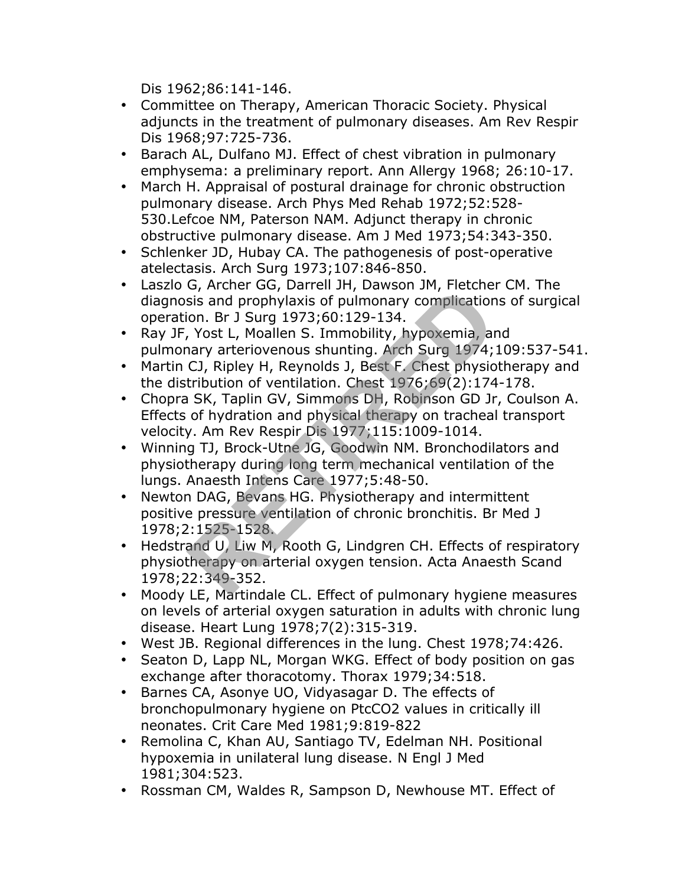Dis 1962;86:141-146.

- Committee on Therapy, American Thoracic Society. Physical adjuncts in the treatment of pulmonary diseases. Am Rev Respir Dis 1968;97:725-736.
- Barach AL, Dulfano MJ. Effect of chest vibration in pulmonary emphysema: a preliminary report. Ann Allergy 1968; 26:10-17.
- March H. Appraisal of postural drainage for chronic obstruction pulmonary disease. Arch Phys Med Rehab 1972;52:528-530.Lefcoe NM, Paterson NAM. Adjunct therapy in chronic obstructive pulmonary disease. Am J Med 1973;54:343-350.
- Schlenker JD, Hubay CA. The pathogenesis of post-operative atelectasis. Arch Surg 1973;107:846-850.
- Laszlo G, Archer GG, Darrell JH, Dawson JM, Fletcher CM. The diagnosis and prophylaxis of pulmonary complications of surgical operation. Br J Surg 1973;60:129-134.
- Ray JF, Yost L, Moallen S. Immobility, hypoxemia, and pulmonary arteriovenous shunting. Arch Surg 1974;109:537-541.
- Martin CJ, Ripley H, Reynolds J, Best F. Chest physiotherapy and the distribution of ventilation. Chest 1976;69(2):174-178.
- Chopra SK, Taplin GV, Simmons DH, Robinson GD Jr, Coulson A. Effects of hydration and physical therapy on tracheal transport velocity. Am Rev Respir Dis 1977;115:1009-1014.
- Winning TJ, Brock-Utne JG, Goodwin NM. Bronchodilators and physiotherapy during long term mechanical ventilation of the lungs. Anaesth Intens Care 1977;5:48-50.
- Newton DAG, Bevans HG. Physiotherapy and intermittent positive pressure ventilation of chronic bronchitis. Br Med J 1978;2:1525-1528.
- Hedstrand U, Liw M, Rooth G, Lindgren CH. Effects of respiratory physiotherapy on arterial oxygen tension. Acta Anaesth Scand 1978;22:349-352.
- Moody LE, Martindale CL. Effect of pulmonary hygiene measures on levels of arterial oxygen saturation in adults with chronic lung disease. Heart Lung 1978;7(2):315-319.
- West JB. Regional differences in the lung. Chest 1978;74:426.
- Seaton D, Lapp NL, Morgan WKG. Effect of body position on gas exchange after thoracotomy. Thorax 1979;34:518.
- Barnes CA, Asonye UO, Vidyasagar D. The effects of bronchopulmonary hygiene on PtcCO2 values in critically ill neonates. Crit Care Med 1981;9:819-822
- Remolina C, Khan AU, Santiago TV, Edelman NH. Positional hypoxemia in unilateral lung disease. N Engl J Med 1981;304:523.
- Rossman CM, Waldes R, Sampson D, Newhouse MT. Effect of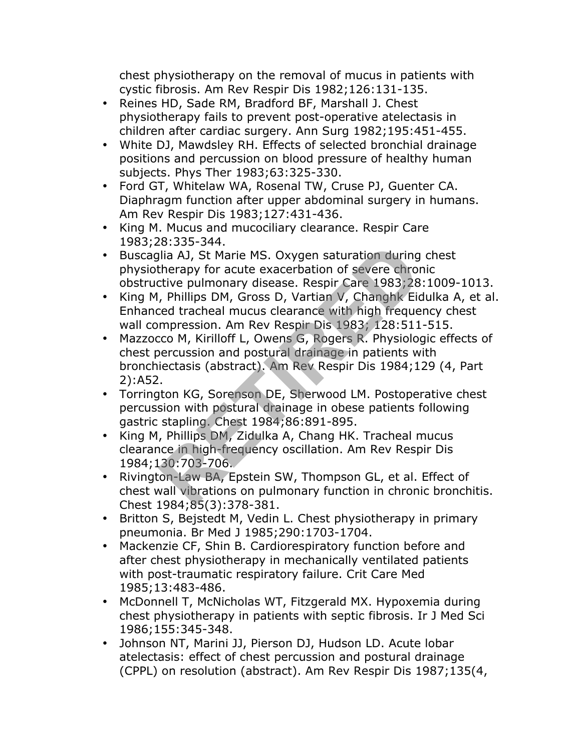chest physiotherapy on the removal of mucus in patients with cystic fibrosis. Am Rev Respir Dis 1982;126:131-135.

- Reines HD, Sade RM, Bradford BF, Marshall J. Chest physiotherapy fails to prevent post-operative atelectasis in children after cardiac surgery. Ann Surg 1982;195:451-455.
- White DJ, Mawdsley RH. Effects of selected bronchial drainage positions and percussion on blood pressure of healthy human subjects. Phys Ther 1983;63:325-330.
- Ford GT, Whitelaw WA, Rosenal TW, Cruse PJ, Guenter CA. Diaphragm function after upper abdominal surgery in humans. Am Rev Respir Dis 1983;127:431-436.
- King M. Mucus and mucociliary clearance. Respir Care 1983;28:335-344.
- Buscaglia AJ, St Marie MS. Oxygen saturation during chest physiotherapy for acute exacerbation of severe chronic obstructive pulmonary disease. Respir Care 1983;28:1009-1013.
- King M, Phillips DM, Gross D, Vartian V, Changhk Eidulka A, et al. Enhanced tracheal mucus clearance with high frequency chest wall compression. Am Rev Respir Dis 1983; 128:511-515.
- Mazzocco M, Kirilloff L, Owens G, Rogers R. Physiologic effects of chest percussion and postural drainage in patients with bronchiectasis (abstract). Am Rev Respir Dis 1984;129 (4, Part 2):A52.
- Torrington KG, Sorenson DE, Sherwood LM. Postoperative chest percussion with postural drainage in obese patients following gastric stapling. Chest 1984;86:891-895.
- King M, Phillips DM, Zidulka A, Chang HK. Tracheal mucus clearance in high-frequency oscillation. Am Rev Respir Dis 1984;130:703-706.
- Rivington-Law BA, Epstein SW, Thompson GL, et al. Effect of chest wall vibrations on pulmonary function in chronic bronchitis. Chest 1984;85(3):378-381.
- Britton S, Bejstedt M, Vedin L. Chest physiotherapy in primary pneumonia. Br Med J 1985;290:1703-1704.
- Mackenzie CF, Shin B. Cardiorespiratory function before and after chest physiotherapy in mechanically ventilated patients with post-traumatic respiratory failure. Crit Care Med 1985;13:483-486.
- McDonnell T, McNicholas WT, Fitzgerald MX. Hypoxemia during chest physiotherapy in patients with septic fibrosis. Ir J Med Sci 1986;155:345-348.
- Johnson NT, Marini JJ, Pierson DJ, Hudson LD. Acute lobar atelectasis: effect of chest percussion and postural drainage (CPPL) on resolution (abstract). Am Rev Respir Dis 1987;135(4,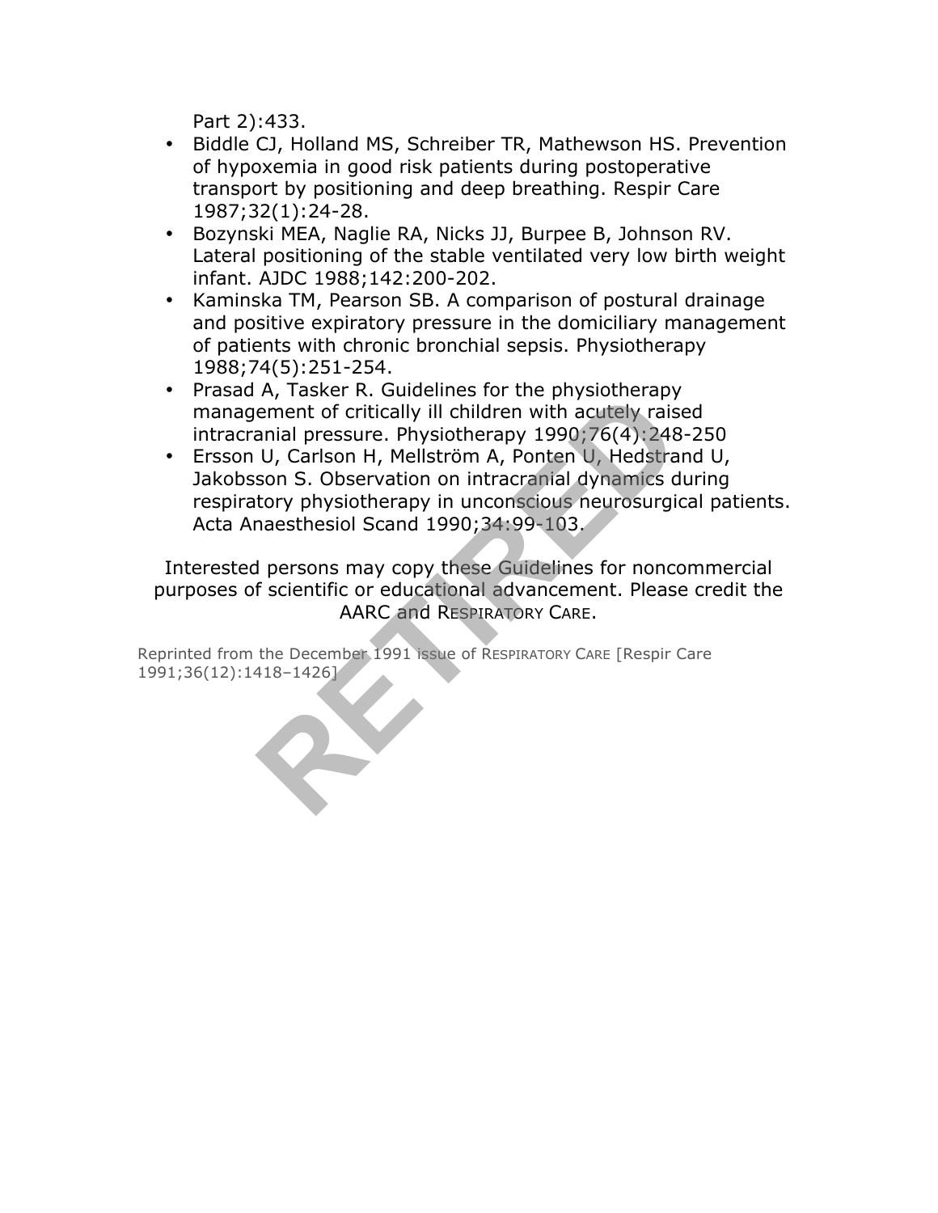Part 2):433.

- Biddle CJ, Holland MS, Schreiber TR, Mathewson HS. Prevention of hypoxemia in good risk patients during postoperative transport by positioning and deep breathing. Respir Care 1987;32(1):24-28.
- Bozynski MEA, Naglie RA, Nicks JJ, Burpee B, Johnson RV. Lateral positioning of the stable ventilated very low birth weight infant. AJDC 1988;142:200-202.
- Kaminska TM, Pearson SB. A comparison of postural drainage and positive expiratory pressure in the domiciliary management of patients with chronic bronchial sepsis. Physiotherapy 1988;74(5):251-254.
- Prasad A, Tasker R. Guidelines for the physiotherapy management of critically ill children with acutely raised intracranial pressure. Physiotherapy 1990;76(4):248-250
- Ersson U, Carlson H, Mellström A, Ponten U, Hedstrand U, Jakobsson S. Observation on intracranial dynamics during respiratory physiotherapy in unconscious neurosurgical patients. Acta Anaesthesiol Scand 1990;34:99-103.

Interested persons may copy these Guidelines for noncommercial purposes of scientific or educational advancement. Please credit the AARC and RESPIRATORY CARE.

Reprinted from the December 1991 issue of RESPIRATORY CARE [Respir Care 1991;36(12):1418–1426]

RETIRED